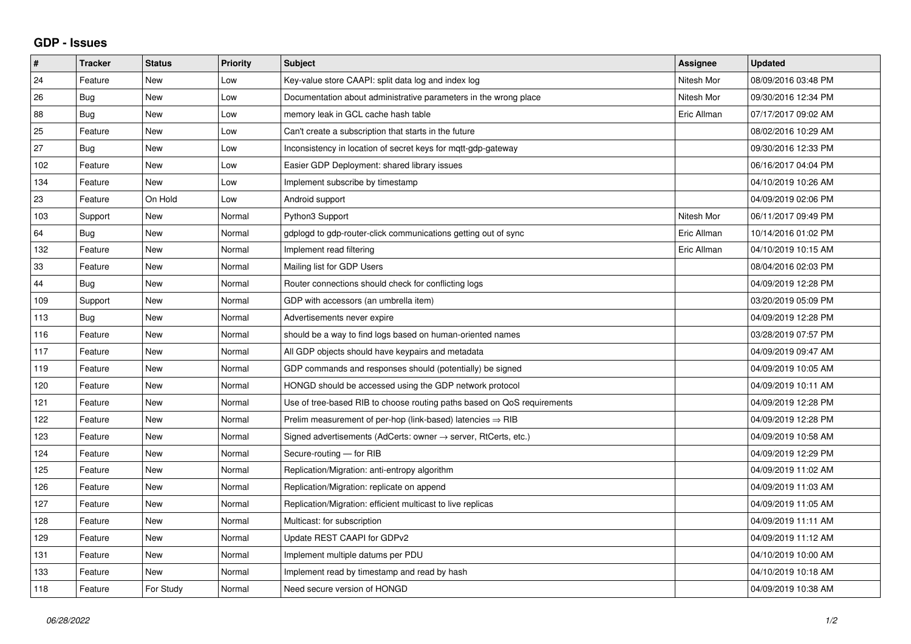## GDP - Issues

| # | Tracker | Status | Priority | Subject | Assignee | Updated |
|---|---|---|---|---|---|---|
| 24 | Feature | New | Low | Key-value store CAAPI: split data log and index log | Nitesh Mor | 08/09/2016 03:48 PM |
| 26 | Bug | New | Low | Documentation about administrative parameters in the wrong place | Nitesh Mor | 09/30/2016 12:34 PM |
| 88 | Bug | New | Low | memory leak in GCL cache hash table | Eric Allman | 07/17/2017 09:02 AM |
| 25 | Feature | New | Low | Can't create a subscription that starts in the future | | 08/02/2016 10:29 AM |
| 27 | Bug | New | Low | Inconsistency in location of secret keys for mqtt-gdp-gateway | | 09/30/2016 12:33 PM |
| 102 | Feature | New | Low | Easier GDP Deployment: shared library issues | | 06/16/2017 04:04 PM |
| 134 | Feature | New | Low | Implement subscribe by timestamp | | 04/10/2019 10:26 AM |
| 23 | Feature | On Hold | Low | Android support | | 04/09/2019 02:06 PM |
| 103 | Support | New | Normal | Python3 Support | Nitesh Mor | 06/11/2017 09:49 PM |
| 64 | Bug | New | Normal | gdplogd to gdp-router-click communications getting out of sync | Eric Allman | 10/14/2016 01:02 PM |
| 132 | Feature | New | Normal | Implement read filtering | Eric Allman | 04/10/2019 10:15 AM |
| 33 | Feature | New | Normal | Mailing list for GDP Users | | 08/04/2016 02:03 PM |
| 44 | Bug | New | Normal | Router connections should check for conflicting logs | | 04/09/2019 12:28 PM |
| 109 | Support | New | Normal | GDP with accessors (an umbrella item) | | 03/20/2019 05:09 PM |
| 113 | Bug | New | Normal | Advertisements never expire | | 04/09/2019 12:28 PM |
| 116 | Feature | New | Normal | should be a way to find logs based on human-oriented names | | 03/28/2019 07:57 PM |
| 117 | Feature | New | Normal | All GDP objects should have keypairs and metadata | | 04/09/2019 09:47 AM |
| 119 | Feature | New | Normal | GDP commands and responses should (potentially) be signed | | 04/09/2019 10:05 AM |
| 120 | Feature | New | Normal | HONGD should be accessed using the GDP network protocol | | 04/09/2019 10:11 AM |
| 121 | Feature | New | Normal | Use of tree-based RIB to choose routing paths based on QoS requirements | | 04/09/2019 12:28 PM |
| 122 | Feature | New | Normal | Prelim measurement of per-hop (link-based) latencies ⇒ RIB | | 04/09/2019 12:28 PM |
| 123 | Feature | New | Normal | Signed advertisements (AdCerts: owner → server, RtCerts, etc.) | | 04/09/2019 10:58 AM |
| 124 | Feature | New | Normal | Secure-routing — for RIB | | 04/09/2019 12:29 PM |
| 125 | Feature | New | Normal | Replication/Migration: anti-entropy algorithm | | 04/09/2019 11:02 AM |
| 126 | Feature | New | Normal | Replication/Migration: replicate on append | | 04/09/2019 11:03 AM |
| 127 | Feature | New | Normal | Replication/Migration: efficient multicast to live replicas | | 04/09/2019 11:05 AM |
| 128 | Feature | New | Normal | Multicast: for subscription | | 04/09/2019 11:11 AM |
| 129 | Feature | New | Normal | Update REST CAAPI for GDPv2 | | 04/09/2019 11:12 AM |
| 131 | Feature | New | Normal | Implement multiple datums per PDU | | 04/10/2019 10:00 AM |
| 133 | Feature | New | Normal | Implement read by timestamp and read by hash | | 04/10/2019 10:18 AM |
| 118 | Feature | For Study | Normal | Need secure version of HONGD | | 04/09/2019 10:38 AM |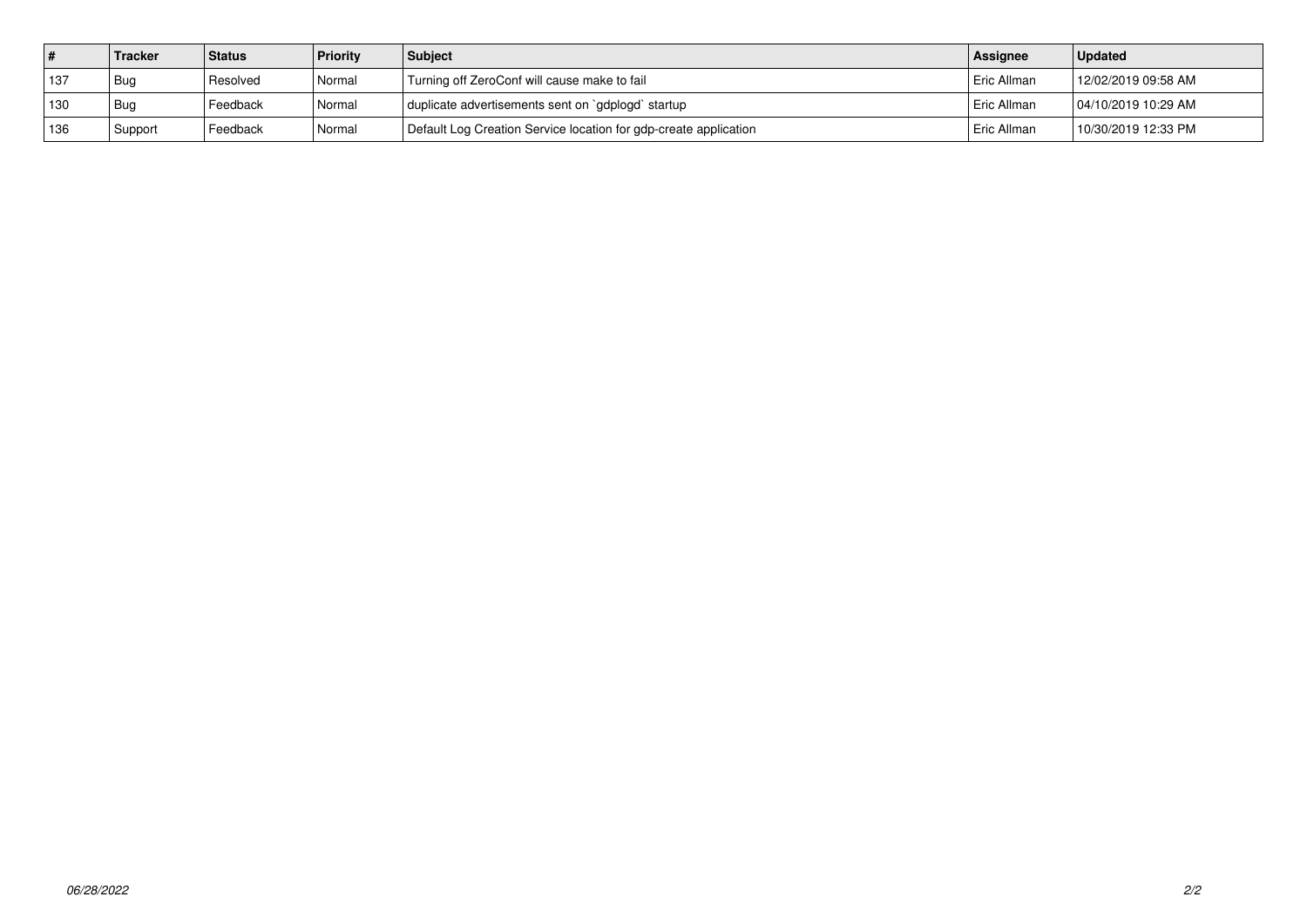| # | Tracker | Status | Priority | Subject | Assignee | Updated |
|---|---|---|---|---|---|---|
| 137 | Bug | Resolved | Normal | Turning off ZeroConf will cause make to fail | Eric Allman | 12/02/2019 09:58 AM |
| 130 | Bug | Feedback | Normal | duplicate advertisements sent on `gdplogd` startup | Eric Allman | 04/10/2019 10:29 AM |
| 136 | Support | Feedback | Normal | Default Log Creation Service location for gdp-create application | Eric Allman | 10/30/2019 12:33 PM |